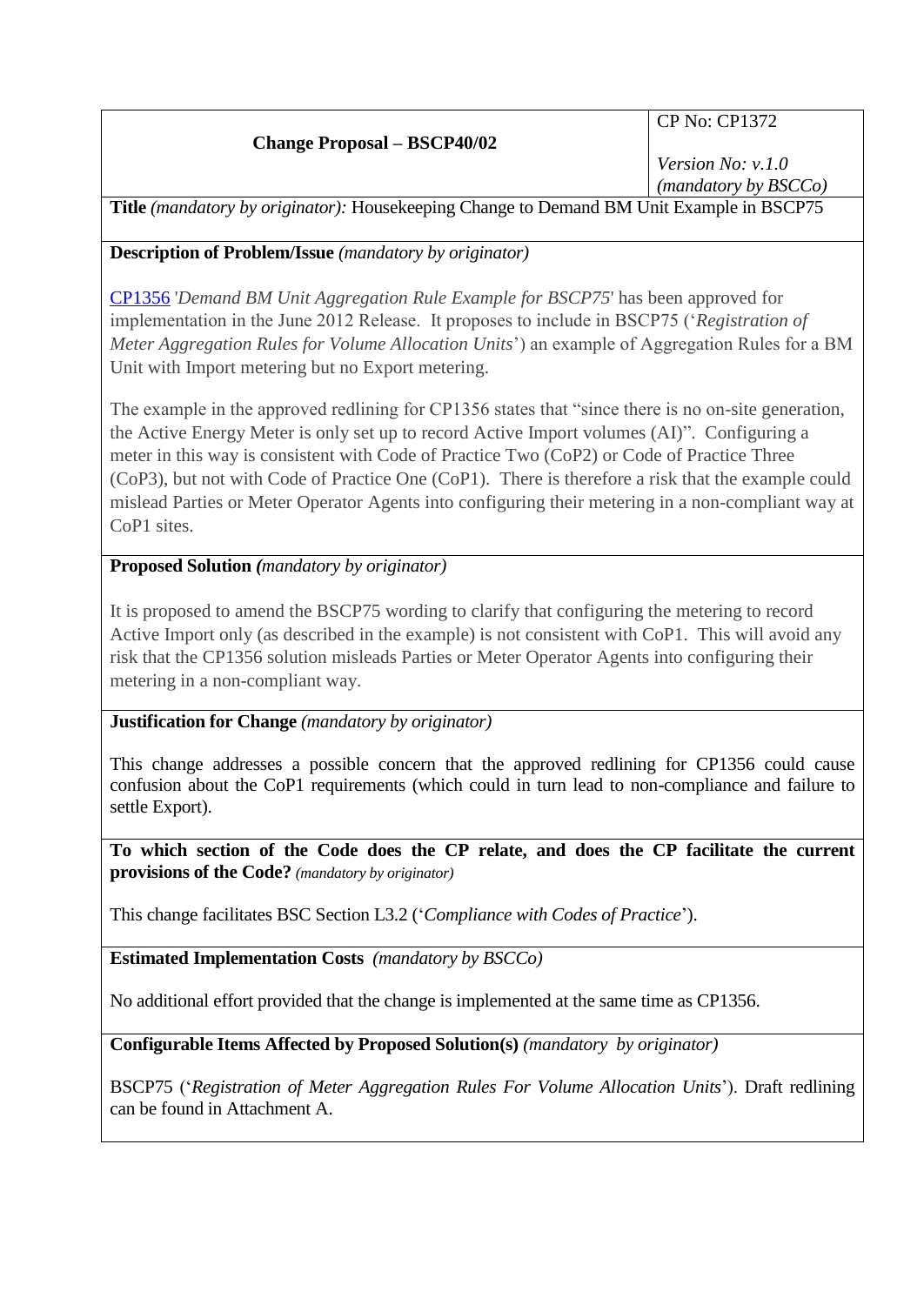| Change Proposal – BSCP40/02 | CP No: CP1372<br><br>*Version No: v.1.0*<br>*(mandatory by BSCCo)* |
|---|---|

**Title** *(mandatory by originator):* Housekeeping Change to Demand BM Unit Example in BSCP75

**Description of Problem/Issue** *(mandatory by originator)*

CP1356 '*Demand BM Unit Aggregation Rule Example for BSCP75*' has been approved for implementation in the June 2012 Release. It proposes to include in BSCP75 ('*Registration of Meter Aggregation Rules for Volume Allocation Units*') an example of Aggregation Rules for a BM Unit with Import metering but no Export metering.

The example in the approved redlining for CP1356 states that "since there is no on-site generation, the Active Energy Meter is only set up to record Active Import volumes (AI)". Configuring a meter in this way is consistent with Code of Practice Two (CoP2) or Code of Practice Three (CoP3), but not with Code of Practice One (CoP1). There is therefore a risk that the example could mislead Parties or Meter Operator Agents into configuring their metering in a non-compliant way at CoP1 sites.

**Proposed Solution** *(mandatory by originator)*

It is proposed to amend the BSCP75 wording to clarify that configuring the metering to record Active Import only (as described in the example) is not consistent with CoP1. This will avoid any risk that the CP1356 solution misleads Parties or Meter Operator Agents into configuring their metering in a non-compliant way.

**Justification for Change** *(mandatory by originator)*

This change addresses a possible concern that the approved redlining for CP1356 could cause confusion about the CoP1 requirements (which could in turn lead to non-compliance and failure to settle Export).

**To which section of the Code does the CP relate, and does the CP facilitate the current provisions of the Code?** *(mandatory by originator)*

This change facilitates BSC Section L3.2 ('*Compliance with Codes of Practice*').

**Estimated Implementation Costs** *(mandatory by BSCCo)*

No additional effort provided that the change is implemented at the same time as CP1356.

**Configurable Items Affected by Proposed Solution(s)** *(mandatory by originator)*

BSCP75 ('*Registration of Meter Aggregation Rules For Volume Allocation Units*'). Draft redlining can be found in Attachment A.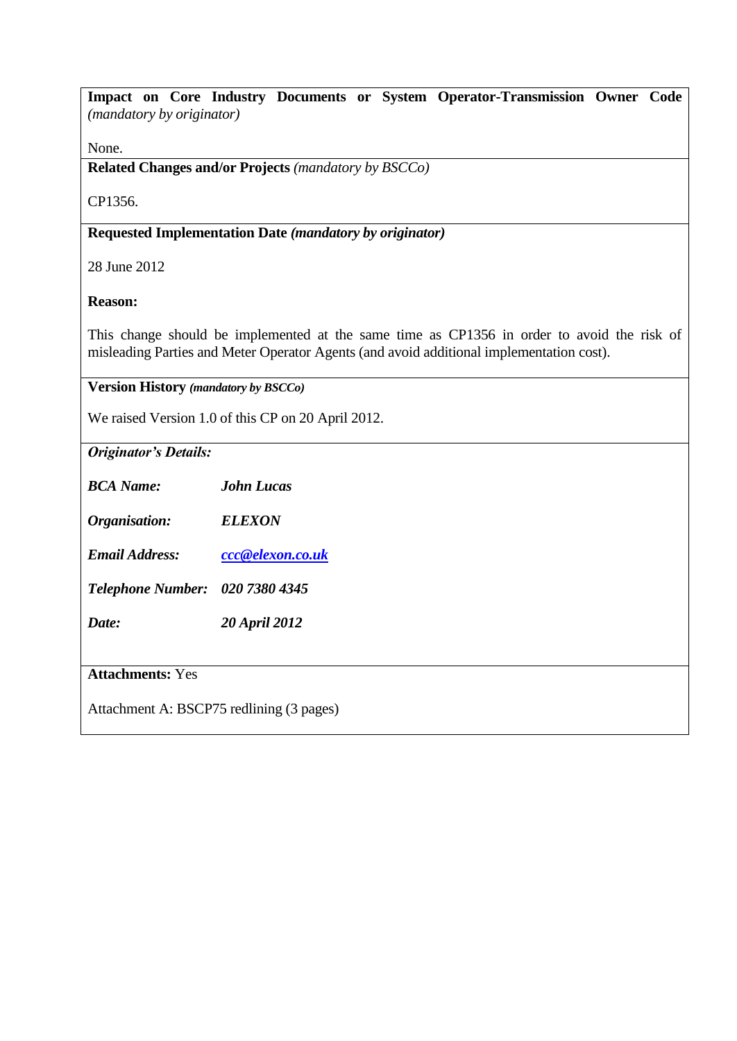**Impact on Core Industry Documents or System Operator-Transmission Owner Code** *(mandatory by originator)*

None.

**Related Changes and/or Projects** *(mandatory by BSCCo)*

CP1356.

**Requested Implementation Date *(mandatory by originator)***

28 June 2012

**Reason:**

This change should be implemented at the same time as CP1356 in order to avoid the risk of misleading Parties and Meter Operator Agents (and avoid additional implementation cost).

**Version History *(mandatory by BSCCo)***

We raised Version 1.0 of this CP on 20 April 2012.

***Originator's Details:***

| | |
|---|---|
| ***BCA Name:*** | ***John Lucas*** |
| ***Organisation:*** | ***ELEXON*** |
| ***Email Address:*** | ***ccc@elexon.co.uk*** |
| ***Telephone Number:*** | ***020 7380 4345*** |
| ***Date:*** | ***20 April 2012*** |

**Attachments:** Yes

Attachment A: BSCP75 redlining (3 pages)